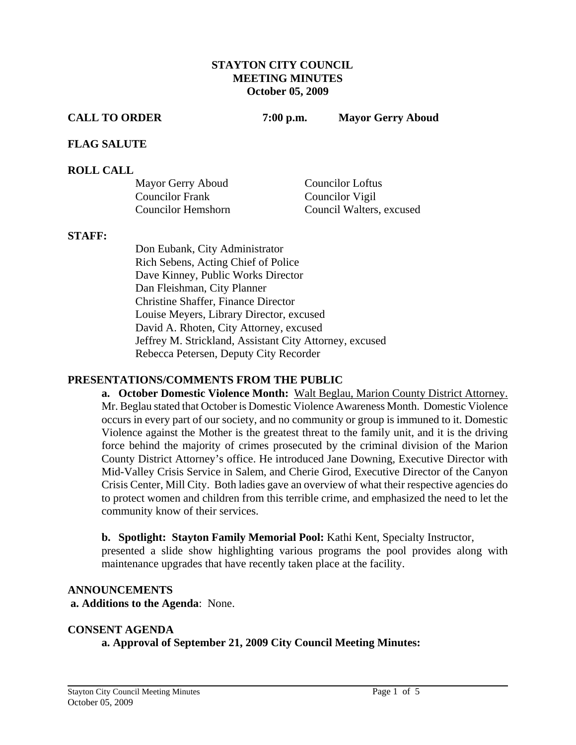# STAYTON CITY COUNCIL
## MEETING MINUTES
### October 05, 2009

**CALL TO ORDER** **7:00 p.m.** **Mayor Gerry Aboud**

**FLAG SALUTE**

**ROLL CALL**

| | |
|---|---|
| Mayor Gerry Aboud | Councilor Loftus |
| Councilor Frank | Councilor Vigil |
| Councilor Hemshorn | Council Walters, excused |

**STAFF:**

Don Eubank, City Administrator
Rich Sebens, Acting Chief of Police
Dave Kinney, Public Works Director
Dan Fleishman, City Planner
Christine Shaffer, Finance Director
Louise Meyers, Library Director, excused
David A. Rhoten, City Attorney, excused
Jeffrey M. Strickland, Assistant City Attorney, excused
Rebecca Petersen, Deputy City Recorder

**PRESENTATIONS/COMMENTS FROM THE PUBLIC**

**a. October Domestic Violence Month:** Walt Beglau, Marion County District Attorney. Mr. Beglau stated that October is Domestic Violence Awareness Month. Domestic Violence occurs in every part of our society, and no community or group is immuned to it. Domestic Violence against the Mother is the greatest threat to the family unit, and it is the driving force behind the majority of crimes prosecuted by the criminal division of the Marion County District Attorney's office. He introduced Jane Downing, Executive Director with Mid-Valley Crisis Service in Salem, and Cherie Girod, Executive Director of the Canyon Crisis Center, Mill City. Both ladies gave an overview of what their respective agencies do to protect women and children from this terrible crime, and emphasized the need to let the community know of their services.

**b. Spotlight: Stayton Family Memorial Pool:** Kathi Kent, Specialty Instructor, presented a slide show highlighting various programs the pool provides along with maintenance upgrades that have recently taken place at the facility.

**ANNOUNCEMENTS**

**a. Additions to the Agenda**: None.

**CONSENT AGENDA**

**a. Approval of September 21, 2009 City Council Meeting Minutes:**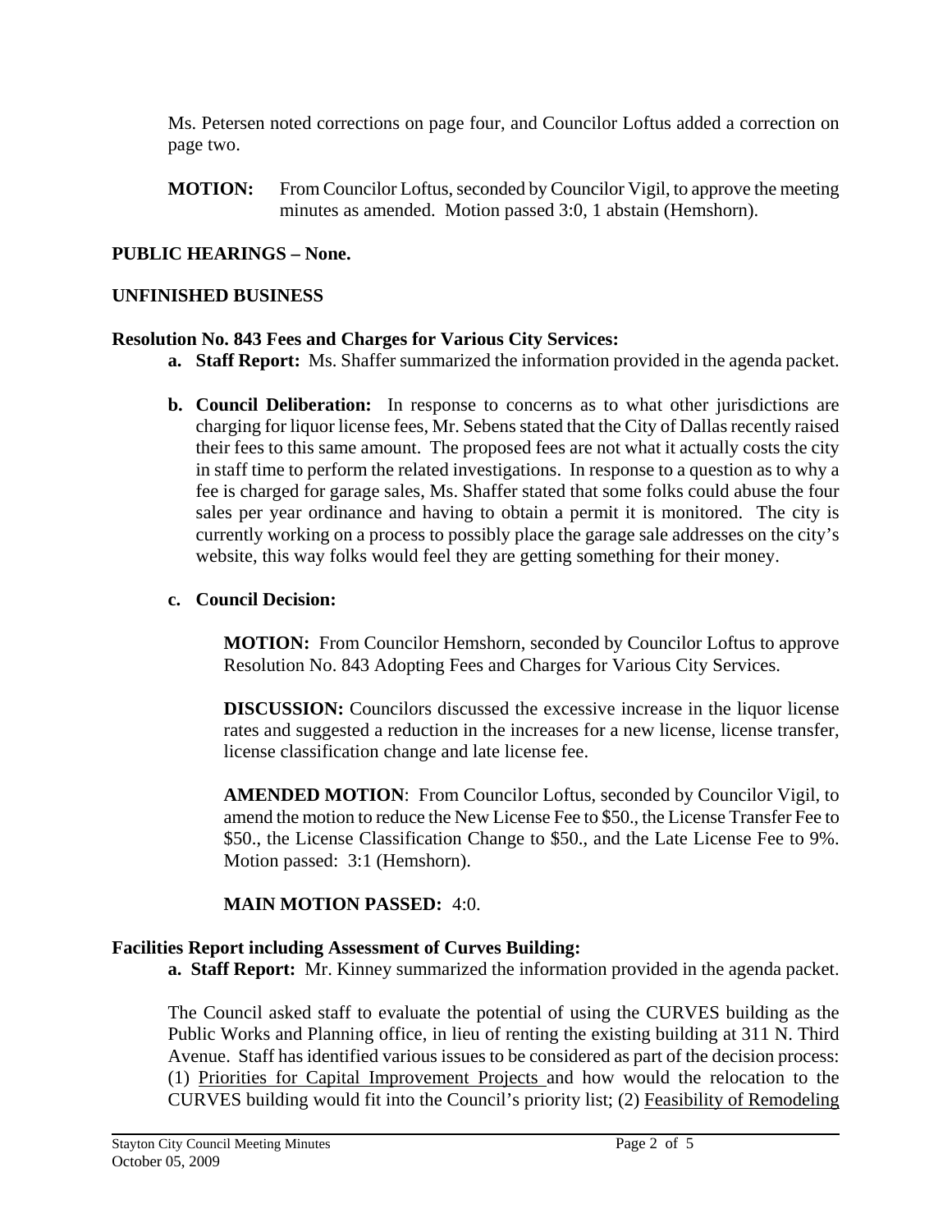Ms. Petersen noted corrections on page four, and Councilor Loftus added a correction on page two.

**MOTION:** From Councilor Loftus, seconded by Councilor Vigil, to approve the meeting minutes as amended. Motion passed 3:0, 1 abstain (Hemshorn).

**PUBLIC HEARINGS – None.**

**UNFINISHED BUSINESS**

**Resolution No. 843 Fees and Charges for Various City Services:**

**a. Staff Report:** Ms. Shaffer summarized the information provided in the agenda packet.

**b. Council Deliberation:** In response to concerns as to what other jurisdictions are charging for liquor license fees, Mr. Sebens stated that the City of Dallas recently raised their fees to this same amount. The proposed fees are not what it actually costs the city in staff time to perform the related investigations. In response to a question as to why a fee is charged for garage sales, Ms. Shaffer stated that some folks could abuse the four sales per year ordinance and having to obtain a permit it is monitored. The city is currently working on a process to possibly place the garage sale addresses on the city's website, this way folks would feel they are getting something for their money.

**c. Council Decision:**

**MOTION:** From Councilor Hemshorn, seconded by Councilor Loftus to approve Resolution No. 843 Adopting Fees and Charges for Various City Services.

**DISCUSSION:** Councilors discussed the excessive increase in the liquor license rates and suggested a reduction in the increases for a new license, license transfer, license classification change and late license fee.

**AMENDED MOTION**: From Councilor Loftus, seconded by Councilor Vigil, to amend the motion to reduce the New License Fee to $50., the License Transfer Fee to $50., the License Classification Change to $50., and the Late License Fee to 9%. Motion passed: 3:1 (Hemshorn).

**MAIN MOTION PASSED:** 4:0.

**Facilities Report including Assessment of Curves Building:**

**a. Staff Report:** Mr. Kinney summarized the information provided in the agenda packet.

The Council asked staff to evaluate the potential of using the CURVES building as the Public Works and Planning office, in lieu of renting the existing building at 311 N. Third Avenue. Staff has identified various issues to be considered as part of the decision process: (1) Priorities for Capital Improvement Projects and how would the relocation to the CURVES building would fit into the Council's priority list; (2) Feasibility of Remodeling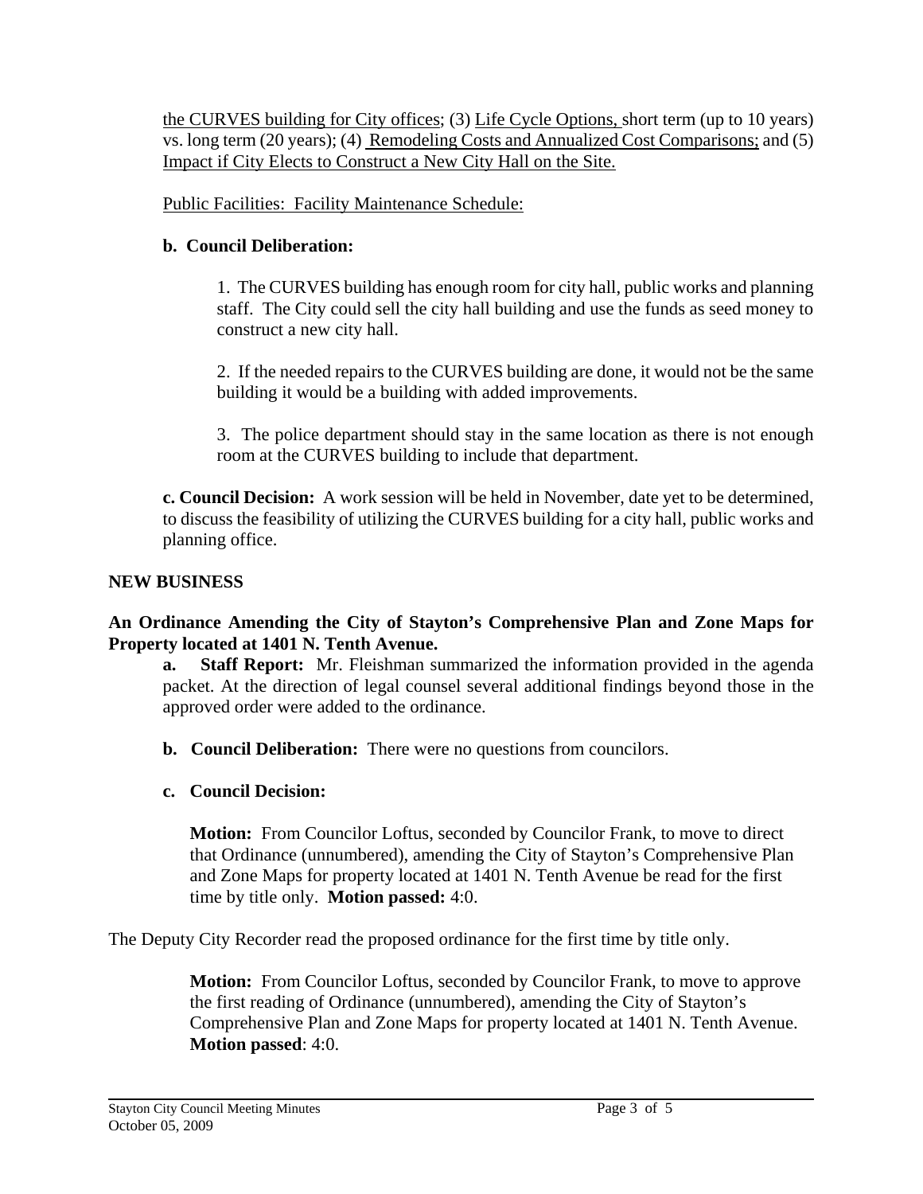the CURVES building for City offices; (3) Life Cycle Options, short term (up to 10 years) vs. long term (20 years); (4) Remodeling Costs and Annualized Cost Comparisons; and (5) Impact if City Elects to Construct a New City Hall on the Site.

Public Facilities: Facility Maintenance Schedule:

**b. Council Deliberation:**

1. The CURVES building has enough room for city hall, public works and planning staff. The City could sell the city hall building and use the funds as seed money to construct a new city hall.

2. If the needed repairs to the CURVES building are done, it would not be the same building it would be a building with added improvements.

3. The police department should stay in the same location as there is not enough room at the CURVES building to include that department.

**c. Council Decision:** A work session will be held in November, date yet to be determined, to discuss the feasibility of utilizing the CURVES building for a city hall, public works and planning office.

**NEW BUSINESS**

**An Ordinance Amending the City of Stayton's Comprehensive Plan and Zone Maps for Property located at 1401 N. Tenth Avenue.**

**a. Staff Report:** Mr. Fleishman summarized the information provided in the agenda packet. At the direction of legal counsel several additional findings beyond those in the approved order were added to the ordinance.

**b. Council Deliberation:** There were no questions from councilors.

**c. Council Decision:**

**Motion:** From Councilor Loftus, seconded by Councilor Frank, to move to direct that Ordinance (unnumbered), amending the City of Stayton's Comprehensive Plan and Zone Maps for property located at 1401 N. Tenth Avenue be read for the first time by title only. **Motion passed:** 4:0.

The Deputy City Recorder read the proposed ordinance for the first time by title only.

**Motion:** From Councilor Loftus, seconded by Councilor Frank, to move to approve the first reading of Ordinance (unnumbered), amending the City of Stayton's Comprehensive Plan and Zone Maps for property located at 1401 N. Tenth Avenue. **Motion passed**: 4:0.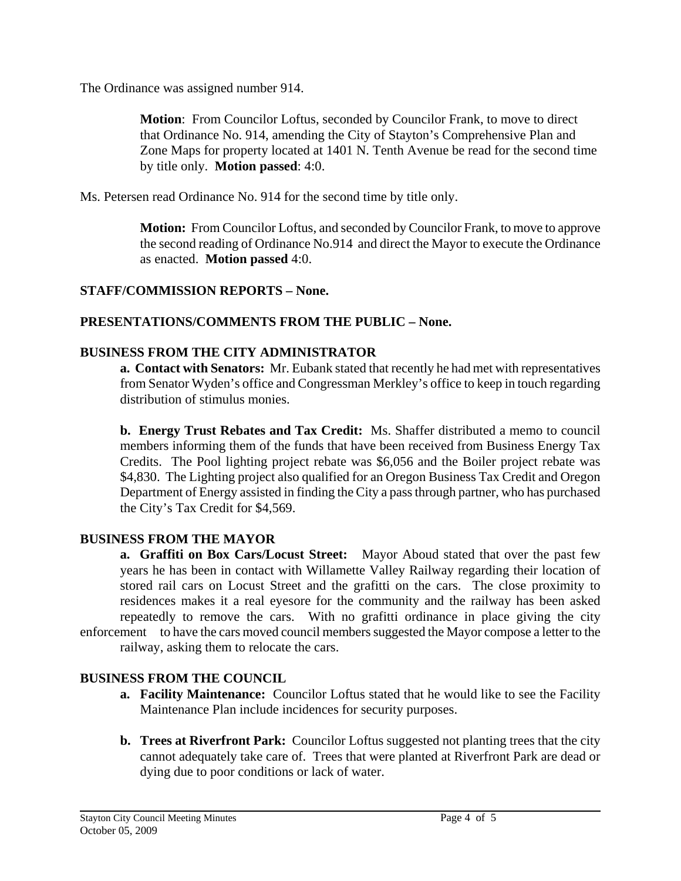The Ordinance was assigned number 914.

> **Motion**: From Councilor Loftus, seconded by Councilor Frank, to move to direct that Ordinance No. 914, amending the City of Stayton's Comprehensive Plan and Zone Maps for property located at 1401 N. Tenth Avenue be read for the second time by title only. **Motion passed**: 4:0.

Ms. Petersen read Ordinance No. 914 for the second time by title only.

> **Motion:** From Councilor Loftus, and seconded by Councilor Frank, to move to approve the second reading of Ordinance No.914 and direct the Mayor to execute the Ordinance as enacted. **Motion passed** 4:0.

**STAFF/COMMISSION REPORTS – None.**

**PRESENTATIONS/COMMENTS FROM THE PUBLIC – None.**

**BUSINESS FROM THE CITY ADMINISTRATOR**

**a. Contact with Senators:** Mr. Eubank stated that recently he had met with representatives from Senator Wyden's office and Congressman Merkley's office to keep in touch regarding distribution of stimulus monies.

**b. Energy Trust Rebates and Tax Credit:** Ms. Shaffer distributed a memo to council members informing them of the funds that have been received from Business Energy Tax Credits. The Pool lighting project rebate was $6,056 and the Boiler project rebate was $4,830. The Lighting project also qualified for an Oregon Business Tax Credit and Oregon Department of Energy assisted in finding the City a pass through partner, who has purchased the City's Tax Credit for $4,569.

**BUSINESS FROM THE MAYOR**

**a. Graffiti on Box Cars/Locust Street:** Mayor Aboud stated that over the past few years he has been in contact with Willamette Valley Railway regarding their location of stored rail cars on Locust Street and the grafitti on the cars. The close proximity to residences makes it a real eyesore for the community and the railway has been asked repeatedly to remove the cars. With no grafitti ordinance in place giving the city enforcement to have the cars moved council members suggested the Mayor compose a letter to the railway, asking them to relocate the cars.

**BUSINESS FROM THE COUNCIL**

- **a. Facility Maintenance:** Councilor Loftus stated that he would like to see the Facility Maintenance Plan include incidences for security purposes.
- **b. Trees at Riverfront Park:** Councilor Loftus suggested not planting trees that the city cannot adequately take care of. Trees that were planted at Riverfront Park are dead or dying due to poor conditions or lack of water.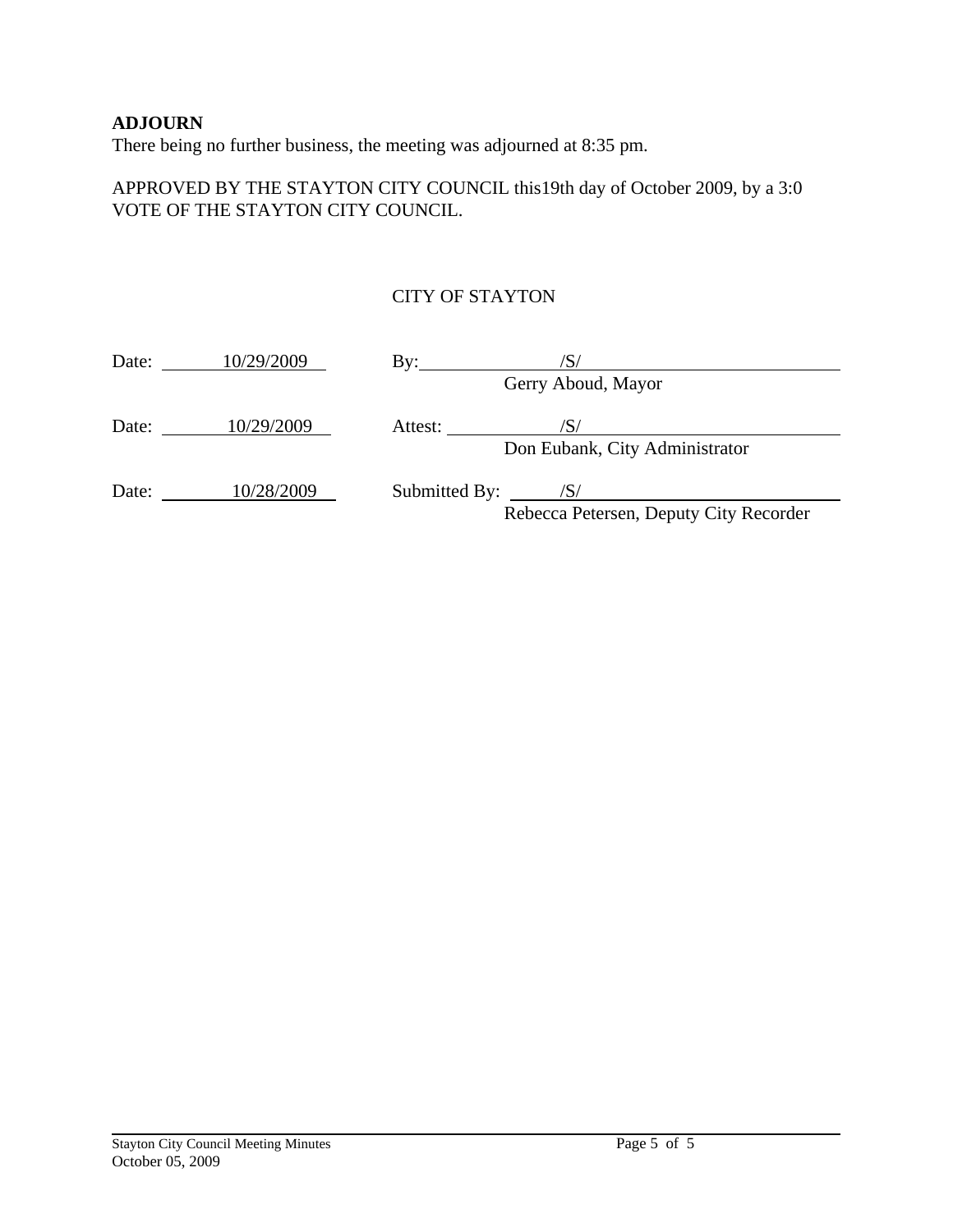**ADJOURN**

There being no further business, the meeting was adjourned at 8:35 pm.

APPROVED BY THE STAYTON CITY COUNCIL this19th day of October 2009, by a 3:0 VOTE OF THE STAYTON CITY COUNCIL.

CITY OF STAYTON

Date: 10/29/2009 By: /S/
Gerry Aboud, Mayor

Date: 10/29/2009 Attest: /S/
Don Eubank, City Administrator

Date: 10/28/2009 Submitted By: /S/
Rebecca Petersen, Deputy City Recorder